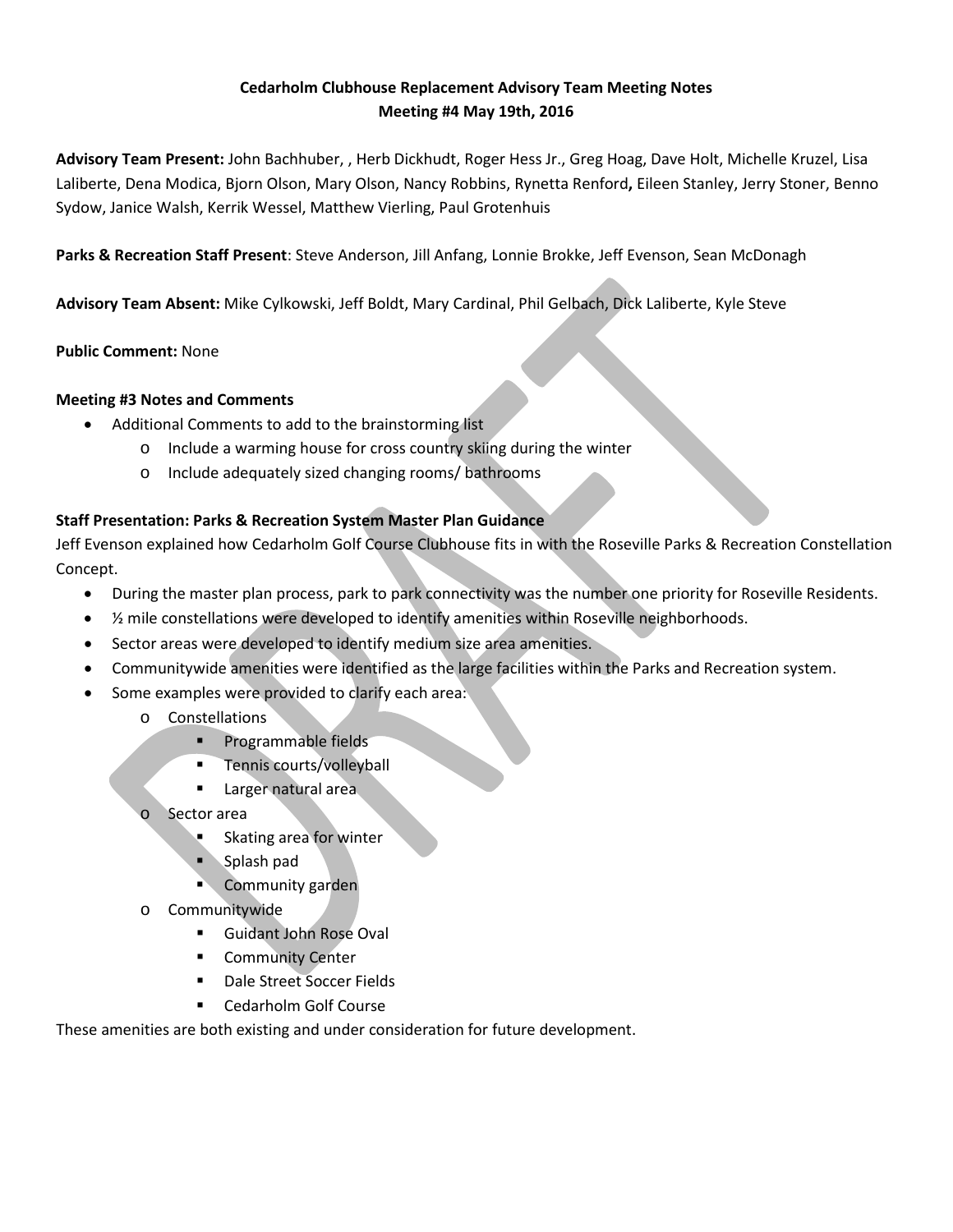**Cedarholm Clubhouse Replacement Advisory Team Meeting Notes**
**Meeting #4 May 19th, 2016**

**Advisory Team Present:** John Bachhuber, , Herb Dickhudt, Roger Hess Jr., Greg Hoag, Dave Holt, Michelle Kruzel, Lisa Laliberte, Dena Modica, Bjorn Olson, Mary Olson, Nancy Robbins, Rynetta Renford**,** Eileen Stanley, Jerry Stoner, Benno Sydow, Janice Walsh, Kerrik Wessel, Matthew Vierling, Paul Grotenhuis

**Parks & Recreation Staff Present**: Steve Anderson, Jill Anfang, Lonnie Brokke, Jeff Evenson, Sean McDonagh

**Advisory Team Absent:** Mike Cylkowski, Jeff Boldt, Mary Cardinal, Phil Gelbach, Dick Laliberte, Kyle Steve

**Public Comment:** None

**Meeting #3 Notes and Comments**

- Additional Comments to add to the brainstorming list
  - Include a warming house for cross country skiing during the winter
  - Include adequately sized changing rooms/ bathrooms

**Staff Presentation: Parks & Recreation System Master Plan Guidance**

Jeff Evenson explained how Cedarholm Golf Course Clubhouse fits in with the Roseville Parks & Recreation Constellation Concept.

- During the master plan process, park to park connectivity was the number one priority for Roseville Residents.
- ½ mile constellations were developed to identify amenities within Roseville neighborhoods.
- Sector areas were developed to identify medium size area amenities.
- Communitywide amenities were identified as the large facilities within the Parks and Recreation system.
- Some examples were provided to clarify each area:
  - Constellations
    - Programmable fields
    - Tennis courts/volleyball
    - Larger natural area
  - Sector area
    - Skating area for winter
    - Splash pad
    - Community garden
  - Communitywide
    - Guidant John Rose Oval
    - Community Center
    - Dale Street Soccer Fields
    - Cedarholm Golf Course

These amenities are both existing and under consideration for future development.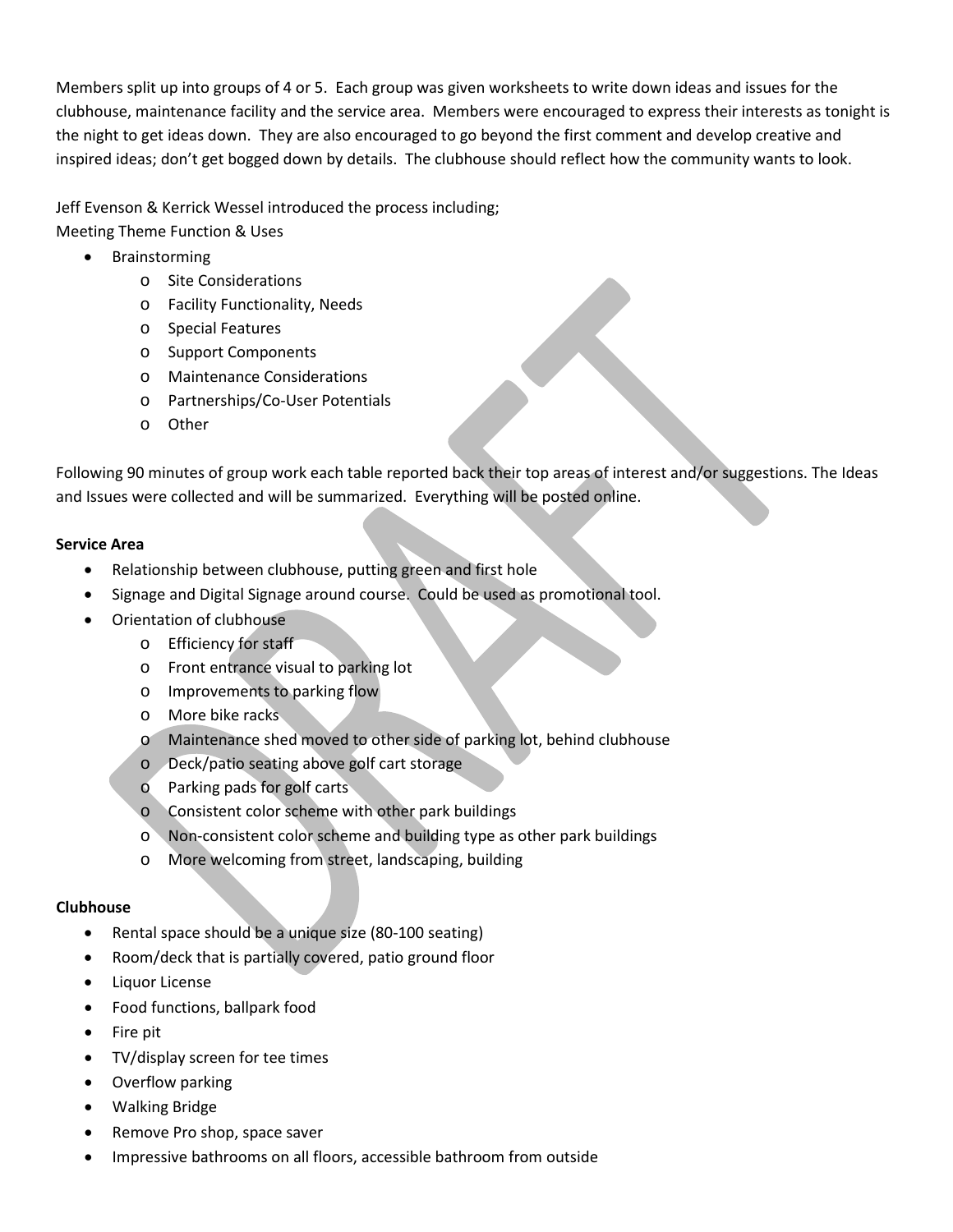Members split up into groups of 4 or 5. Each group was given worksheets to write down ideas and issues for the clubhouse, maintenance facility and the service area. Members were encouraged to express their interests as tonight is the night to get ideas down. They are also encouraged to go beyond the first comment and develop creative and inspired ideas; don't get bogged down by details. The clubhouse should reflect how the community wants to look.

Jeff Evenson & Kerrick Wessel introduced the process including;
Meeting Theme Function & Uses

- Brainstorming
  - Site Considerations
  - Facility Functionality, Needs
  - Special Features
  - Support Components
  - Maintenance Considerations
  - Partnerships/Co-User Potentials
  - Other

Following 90 minutes of group work each table reported back their top areas of interest and/or suggestions. The Ideas and Issues were collected and will be summarized. Everything will be posted online.

**Service Area**

- Relationship between clubhouse, putting green and first hole
- Signage and Digital Signage around course. Could be used as promotional tool.
- Orientation of clubhouse
  - Efficiency for staff
  - Front entrance visual to parking lot
  - Improvements to parking flow
  - More bike racks
  - Maintenance shed moved to other side of parking lot, behind clubhouse
  - Deck/patio seating above golf cart storage
  - Parking pads for golf carts
  - Consistent color scheme with other park buildings
  - Non-consistent color scheme and building type as other park buildings
  - More welcoming from street, landscaping, building

**Clubhouse**

- Rental space should be a unique size (80-100 seating)
- Room/deck that is partially covered, patio ground floor
- Liquor License
- Food functions, ballpark food
- Fire pit
- TV/display screen for tee times
- Overflow parking
- Walking Bridge
- Remove Pro shop, space saver
- Impressive bathrooms on all floors, accessible bathroom from outside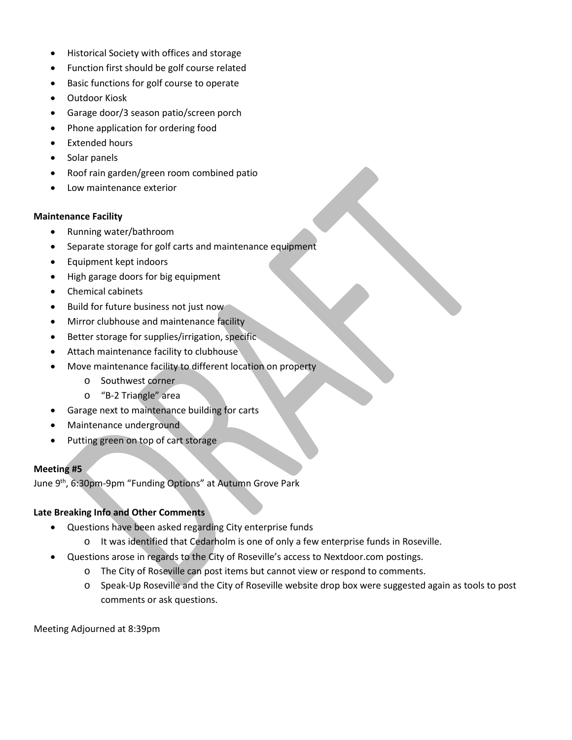- Historical Society with offices and storage
- Function first should be golf course related
- Basic functions for golf course to operate
- Outdoor Kiosk
- Garage door/3 season patio/screen porch
- Phone application for ordering food
- Extended hours
- Solar panels
- Roof rain garden/green room combined patio
- Low maintenance exterior

**Maintenance Facility**

- Running water/bathroom
- Separate storage for golf carts and maintenance equipment
- Equipment kept indoors
- High garage doors for big equipment
- Chemical cabinets
- Build for future business not just now
- Mirror clubhouse and maintenance facility
- Better storage for supplies/irrigation, specific
- Attach maintenance facility to clubhouse
- Move maintenance facility to different location on property
    - Southwest corner
    - "B-2 Triangle" area
- Garage next to maintenance building for carts
- Maintenance underground
- Putting green on top of cart storage

**Meeting #5**

June 9th, 6:30pm-9pm "Funding Options" at Autumn Grove Park

**Late Breaking Info and Other Comments**

- Questions have been asked regarding City enterprise funds
    - It was identified that Cedarholm is one of only a few enterprise funds in Roseville.
- Questions arose in regards to the City of Roseville's access to Nextdoor.com postings.
    - The City of Roseville can post items but cannot view or respond to comments.
    - Speak-Up Roseville and the City of Roseville website drop box were suggested again as tools to post comments or ask questions.

Meeting Adjourned at 8:39pm